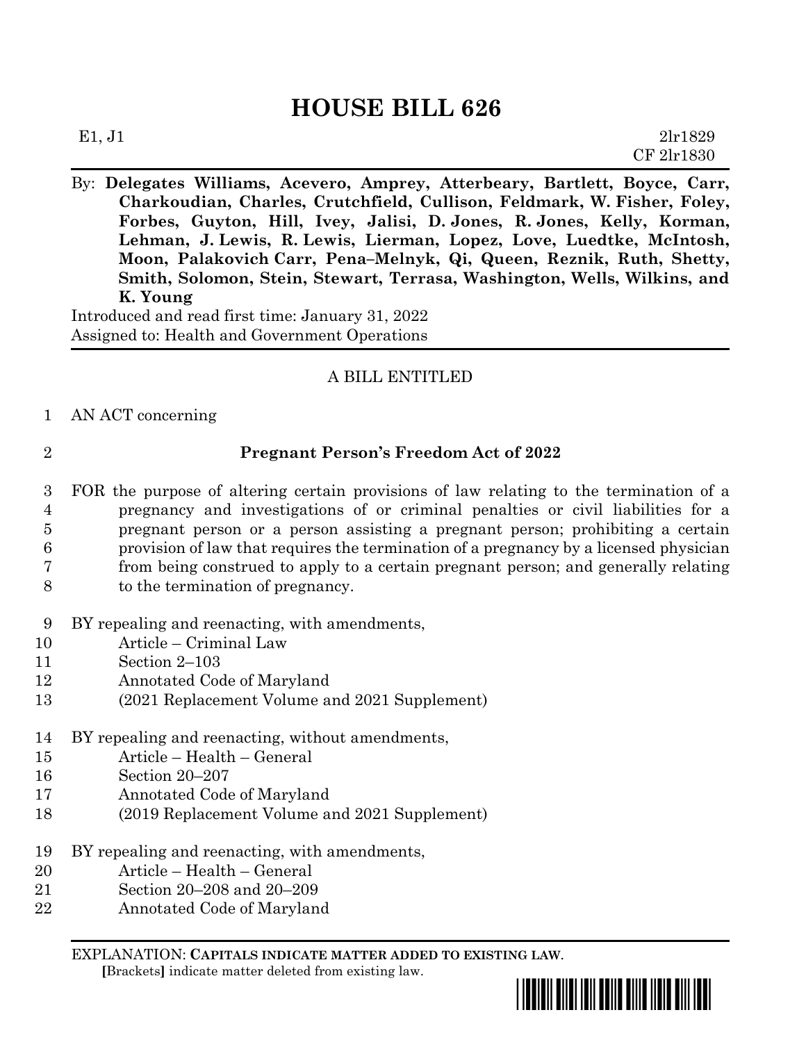# HOUSE BILL 626

E1, J1 2lr1829
CF 2lr1830

By: **Delegates Williams, Acevero, Amprey, Atterbeary, Bartlett, Boyce, Carr, Charkoudian, Charles, Crutchfield, Cullison, Feldmark, W. Fisher, Foley, Forbes, Guyton, Hill, Ivey, Jalisi, D. Jones, R. Jones, Kelly, Korman, Lehman, J. Lewis, R. Lewis, Lierman, Lopez, Love, Luedtke, McIntosh, Moon, Palakovich Carr, Pena–Melnyk, Qi, Queen, Reznik, Ruth, Shetty, Smith, Solomon, Stein, Stewart, Terrasa, Washington, Wells, Wilkins, and K. Young**

Introduced and read first time: January 31, 2022
Assigned to: Health and Government Operations

A BILL ENTITLED

1 AN ACT concerning

2 **Pregnant Person's Freedom Act of 2022**

3 FOR the purpose of altering certain provisions of law relating to the termination of a
4 pregnancy and investigations of or criminal penalties or civil liabilities for a
5 pregnant person or a person assisting a pregnant person; prohibiting a certain
6 provision of law that requires the termination of a pregnancy by a licensed physician
7 from being construed to apply to a certain pregnant person; and generally relating
8 to the termination of pregnancy.

9 BY repealing and reenacting, with amendments,
10 Article – Criminal Law
11 Section 2–103
12 Annotated Code of Maryland
13 (2021 Replacement Volume and 2021 Supplement)

14 BY repealing and reenacting, without amendments,
15 Article – Health – General
16 Section 20–207
17 Annotated Code of Maryland
18 (2019 Replacement Volume and 2021 Supplement)

19 BY repealing and reenacting, with amendments,
20 Article – Health – General
21 Section 20–208 and 20–209
22 Annotated Code of Maryland

EXPLANATION: **CAPITALS INDICATE MATTER ADDED TO EXISTING LAW.**
[Brackets] indicate matter deleted from existing law.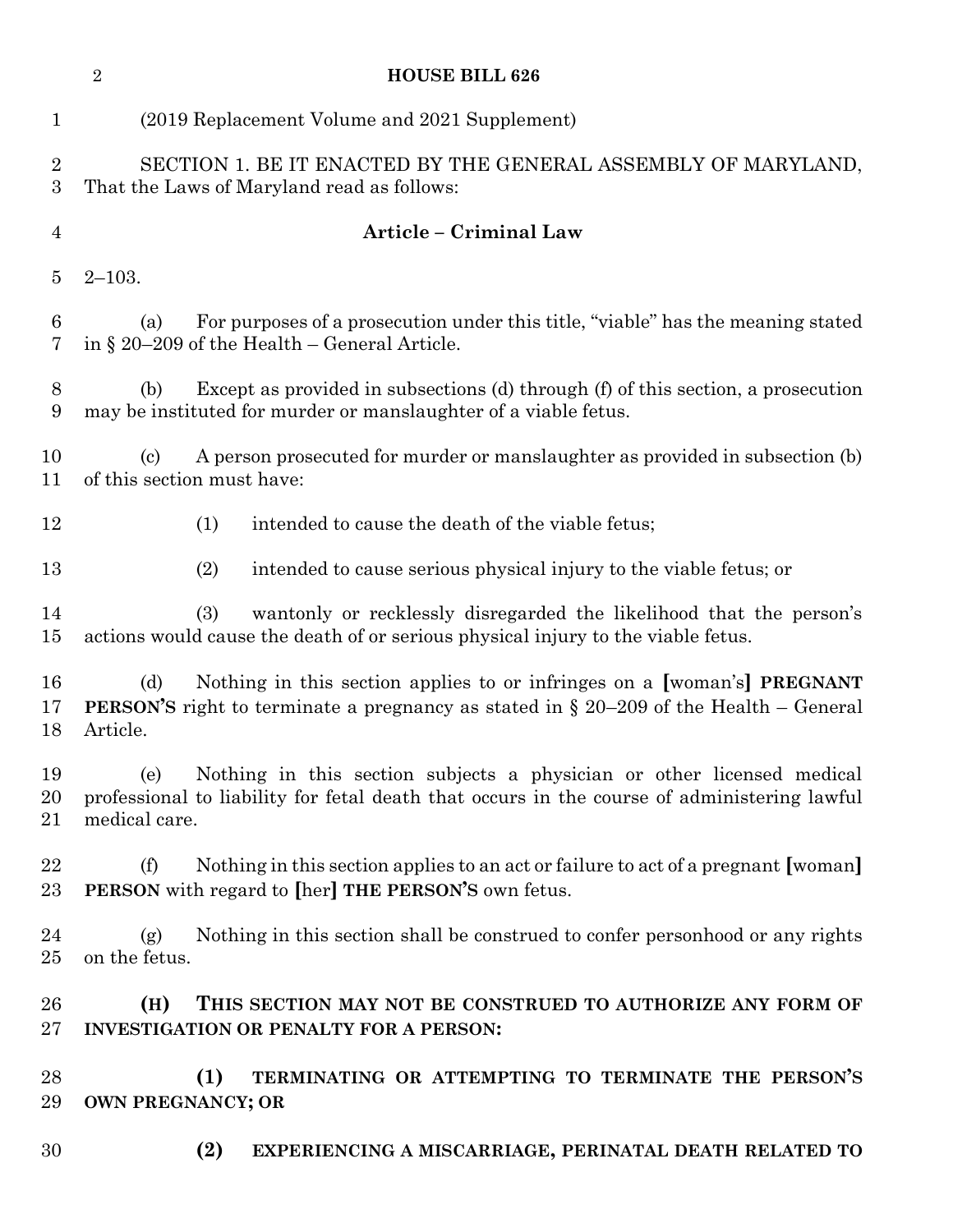(2019 Replacement Volume and 2021 Supplement)

SECTION 1. BE IT ENACTED BY THE GENERAL ASSEMBLY OF MARYLAND, That the Laws of Maryland read as follows:

**Article – Criminal Law**

2–103.

(a) For purposes of a prosecution under this title, "viable" has the meaning stated in § 20–209 of the Health – General Article.

(b) Except as provided in subsections (d) through (f) of this section, a prosecution may be instituted for murder or manslaughter of a viable fetus.

(c) A person prosecuted for murder or manslaughter as provided in subsection (b) of this section must have:

(1) intended to cause the death of the viable fetus;

(2) intended to cause serious physical injury to the viable fetus; or

(3) wantonly or recklessly disregarded the likelihood that the person's actions would cause the death of or serious physical injury to the viable fetus.

(d) Nothing in this section applies to or infringes on a **[**woman's**]** **PREGNANT PERSON'S** right to terminate a pregnancy as stated in § 20–209 of the Health – General Article.

(e) Nothing in this section subjects a physician or other licensed medical professional to liability for fetal death that occurs in the course of administering lawful medical care.

(f) Nothing in this section applies to an act or failure to act of a pregnant **[**woman**]** **PERSON** with regard to **[**her**]** **THE PERSON'S** own fetus.

(g) Nothing in this section shall be construed to confer personhood or any rights on the fetus.

**(H) THIS SECTION MAY NOT BE CONSTRUED TO AUTHORIZE ANY FORM OF INVESTIGATION OR PENALTY FOR A PERSON:**

**(1) TERMINATING OR ATTEMPTING TO TERMINATE THE PERSON'S OWN PREGNANCY; OR**

**(2) EXPERIENCING A MISCARRIAGE, PERINATAL DEATH RELATED TO**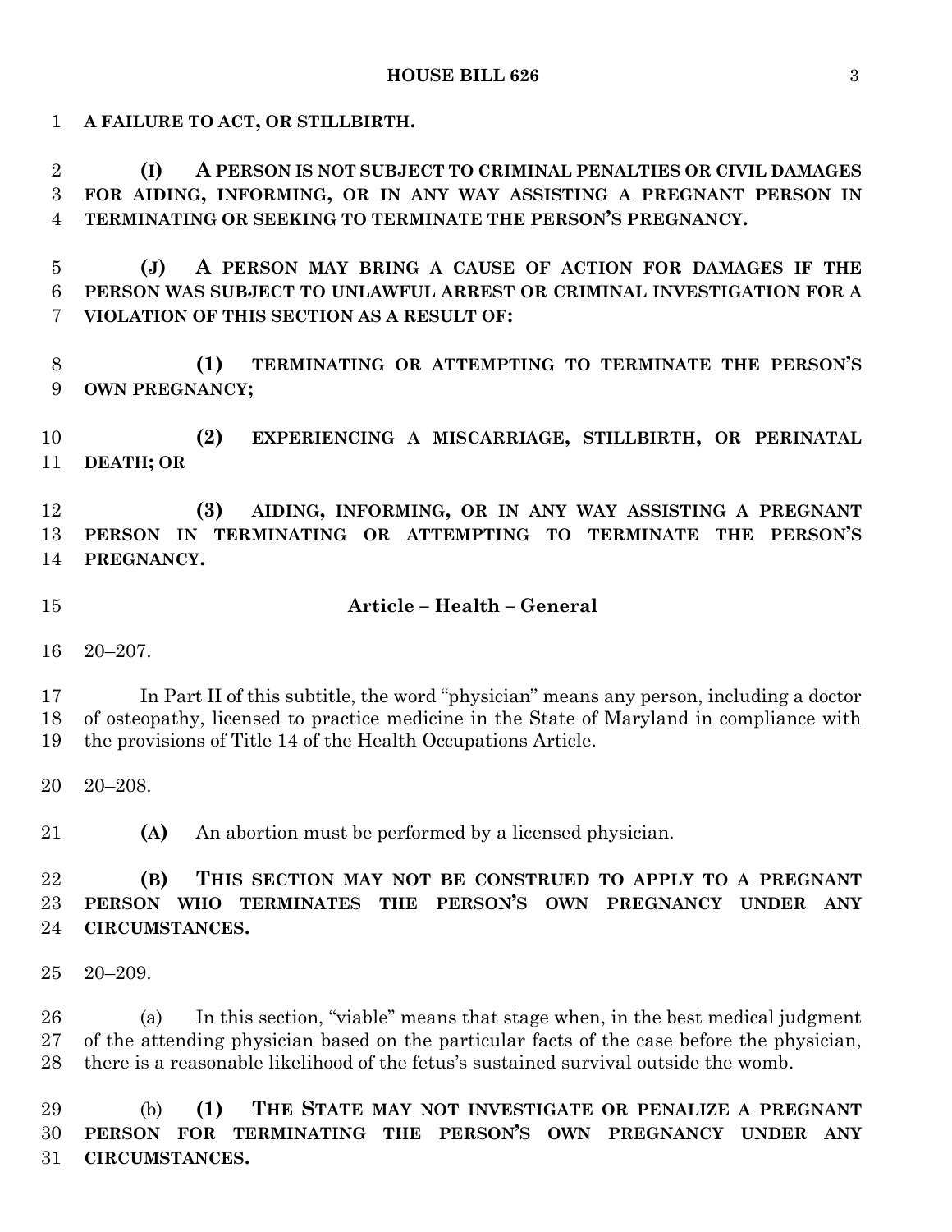**A FAILURE TO ACT, OR STILLBIRTH.**

**(I) A PERSON IS NOT SUBJECT TO CRIMINAL PENALTIES OR CIVIL DAMAGES FOR AIDING, INFORMING, OR IN ANY WAY ASSISTING A PREGNANT PERSON IN TERMINATING OR SEEKING TO TERMINATE THE PERSON'S PREGNANCY.**

**(J) A PERSON MAY BRING A CAUSE OF ACTION FOR DAMAGES IF THE PERSON WAS SUBJECT TO UNLAWFUL ARREST OR CRIMINAL INVESTIGATION FOR A VIOLATION OF THIS SECTION AS A RESULT OF:**

**(1) TERMINATING OR ATTEMPTING TO TERMINATE THE PERSON'S OWN PREGNANCY;**

**(2) EXPERIENCING A MISCARRIAGE, STILLBIRTH, OR PERINATAL DEATH; OR**

**(3) AIDING, INFORMING, OR IN ANY WAY ASSISTING A PREGNANT PERSON IN TERMINATING OR ATTEMPTING TO TERMINATE THE PERSON'S PREGNANCY.**

## Article – Health – General

20–207.

In Part II of this subtitle, the word "physician" means any person, including a doctor of osteopathy, licensed to practice medicine in the State of Maryland in compliance with the provisions of Title 14 of the Health Occupations Article.

20–208.

**(A)** An abortion must be performed by a licensed physician.

**(B) THIS SECTION MAY NOT BE CONSTRUED TO APPLY TO A PREGNANT PERSON WHO TERMINATES THE PERSON'S OWN PREGNANCY UNDER ANY CIRCUMSTANCES.**

20–209.

(a) In this section, "viable" means that stage when, in the best medical judgment of the attending physician based on the particular facts of the case before the physician, there is a reasonable likelihood of the fetus's sustained survival outside the womb.

(b) **(1) THE STATE MAY NOT INVESTIGATE OR PENALIZE A PREGNANT PERSON FOR TERMINATING THE PERSON'S OWN PREGNANCY UNDER ANY CIRCUMSTANCES.**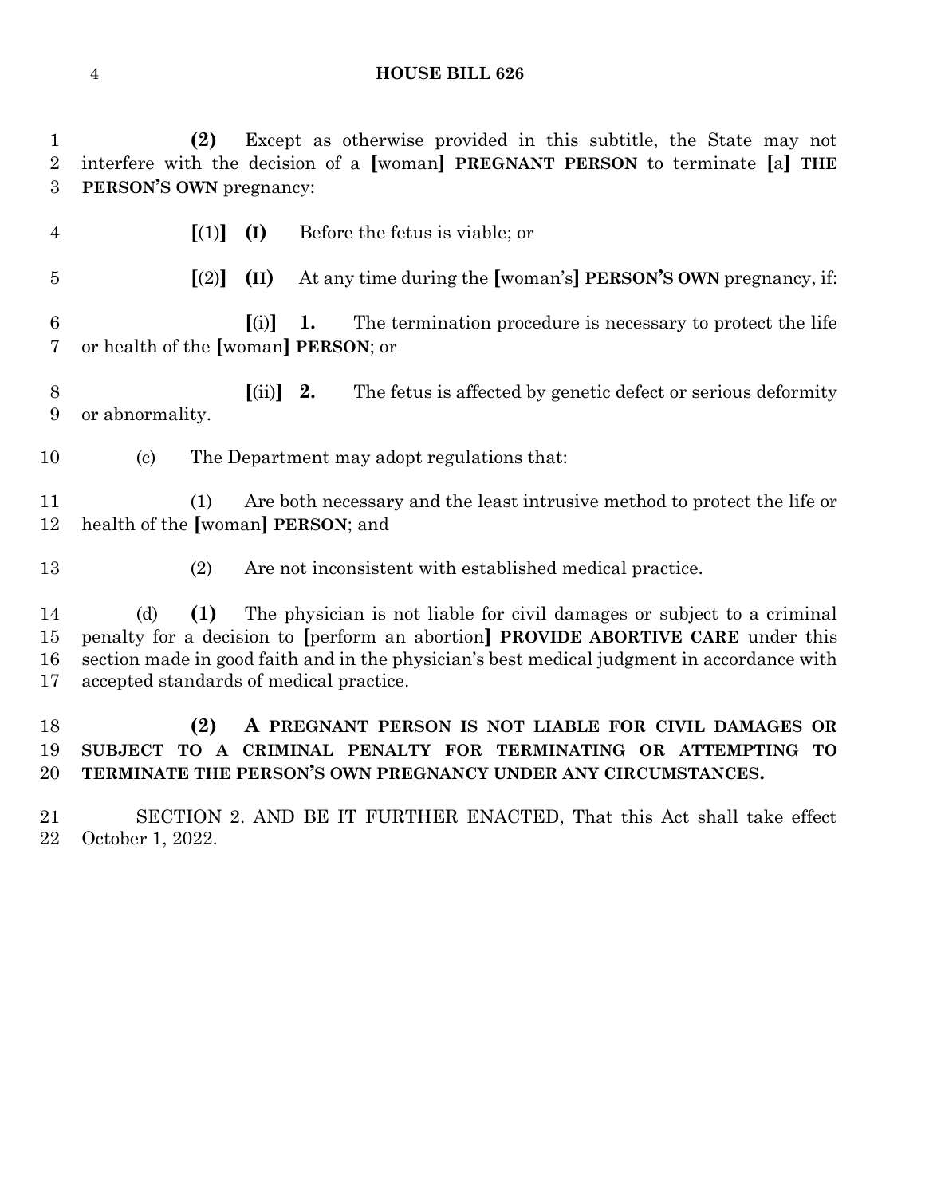**(2)** Except as otherwise provided in this subtitle, the State may not interfere with the decision of a [woman] **PREGNANT PERSON** to terminate [a] **THE PERSON'S OWN** pregnancy:

[(1)] **(I)** Before the fetus is viable; or

[(2)] **(II)** At any time during the [woman's] **PERSON'S OWN** pregnancy, if:

[(i)] **1.** The termination procedure is necessary to protect the life or health of the [woman] **PERSON**; or

[(ii)] **2.** The fetus is affected by genetic defect or serious deformity or abnormality.

(c) The Department may adopt regulations that:

(1) Are both necessary and the least intrusive method to protect the life or health of the [woman] **PERSON**; and

(2) Are not inconsistent with established medical practice.

(d) **(1)** The physician is not liable for civil damages or subject to a criminal penalty for a decision to [perform an abortion] **PROVIDE ABORTIVE CARE** under this section made in good faith and in the physician's best medical judgment in accordance with accepted standards of medical practice.

**(2) A PREGNANT PERSON IS NOT LIABLE FOR CIVIL DAMAGES OR SUBJECT TO A CRIMINAL PENALTY FOR TERMINATING OR ATTEMPTING TO TERMINATE THE PERSON'S OWN PREGNANCY UNDER ANY CIRCUMSTANCES.**

SECTION 2. AND BE IT FURTHER ENACTED, That this Act shall take effect October 1, 2022.